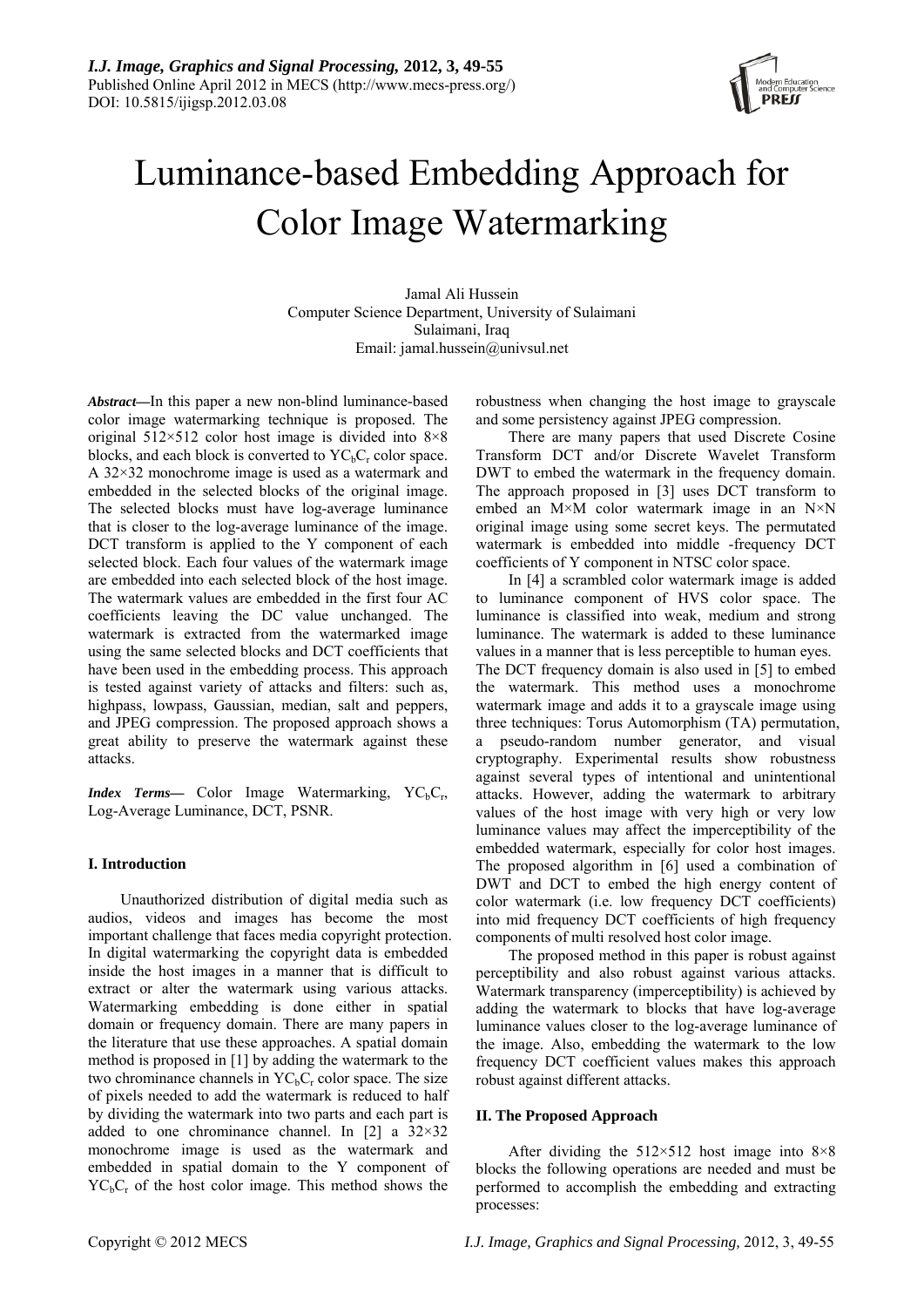# Luminance-based Embedding Approach for Color Image Watermarking

Jamal Ali Hussein
Computer Science Department, University of Sulaimani
Sulaimani, Iraq
Email: jamal.hussein@univsul.net

***Abstract*—**In this paper a new non-blind luminance-based color image watermarking technique is proposed. The original 512×512 color host image is divided into 8×8 blocks, and each block is converted to $YC_bC_r$ color space. A 32×32 monochrome image is used as a watermark and embedded in the selected blocks of the original image. The selected blocks must have log-average luminance that is closer to the log-average luminance of the image. DCT transform is applied to the Y component of each selected block. Each four values of the watermark image are embedded into each selected block of the host image. The watermark values are embedded in the first four AC coefficients leaving the DC value unchanged. The watermark is extracted from the watermarked image using the same selected blocks and DCT coefficients that have been used in the embedding process. This approach is tested against variety of attacks and filters: such as, highpass, lowpass, Gaussian, median, salt and peppers, and JPEG compression. The proposed approach shows a great ability to preserve the watermark against these attacks.

***Index Terms*—** Color Image Watermarking, $YC_bC_r$, Log-Average Luminance, DCT, PSNR.

## I. Introduction

Unauthorized distribution of digital media such as audios, videos and images has become the most important challenge that faces media copyright protection. In digital watermarking the copyright data is embedded inside the host images in a manner that is difficult to extract or alter the watermark using various attacks. Watermarking embedding is done either in spatial domain or frequency domain. There are many papers in the literature that use these approaches. A spatial domain method is proposed in [1] by adding the watermark to the two chrominance channels in $YC_bC_r$ color space. The size of pixels needed to add the watermark is reduced to half by dividing the watermark into two parts and each part is added to one chrominance channel. In [2] a 32×32 monochrome image is used as the watermark and embedded in spatial domain to the Y component of $YC_bC_r$ of the host color image. This method shows the robustness when changing the host image to grayscale and some persistency against JPEG compression.

There are many papers that used Discrete Cosine Transform DCT and/or Discrete Wavelet Transform DWT to embed the watermark in the frequency domain. The approach proposed in [3] uses DCT transform to embed an M×M color watermark image in an N×N original image using some secret keys. The permutated watermark is embedded into middle -frequency DCT coefficients of Y component in NTSC color space.

In [4] a scrambled color watermark image is added to luminance component of HVS color space. The luminance is classified into weak, medium and strong luminance. The watermark is added to these luminance values in a manner that is less perceptible to human eyes. The DCT frequency domain is also used in [5] to embed the watermark. This method uses a monochrome watermark image and adds it to a grayscale image using three techniques: Torus Automorphism (TA) permutation, a pseudo-random number generator, and visual cryptography. Experimental results show robustness against several types of intentional and unintentional attacks. However, adding the watermark to arbitrary values of the host image with very high or very low luminance values may affect the imperceptibility of the embedded watermark, especially for color host images. The proposed algorithm in [6] used a combination of DWT and DCT to embed the high energy content of color watermark (i.e. low frequency DCT coefficients) into mid frequency DCT coefficients of high frequency components of multi resolved host color image.

The proposed method in this paper is robust against perceptibility and also robust against various attacks. Watermark transparency (imperceptibility) is achieved by adding the watermark to blocks that have log-average luminance values closer to the log-average luminance of the image. Also, embedding the watermark to the low frequency DCT coefficient values makes this approach robust against different attacks.

## II. The Proposed Approach

After dividing the 512×512 host image into 8×8 blocks the following operations are needed and must be performed to accomplish the embedding and extracting processes: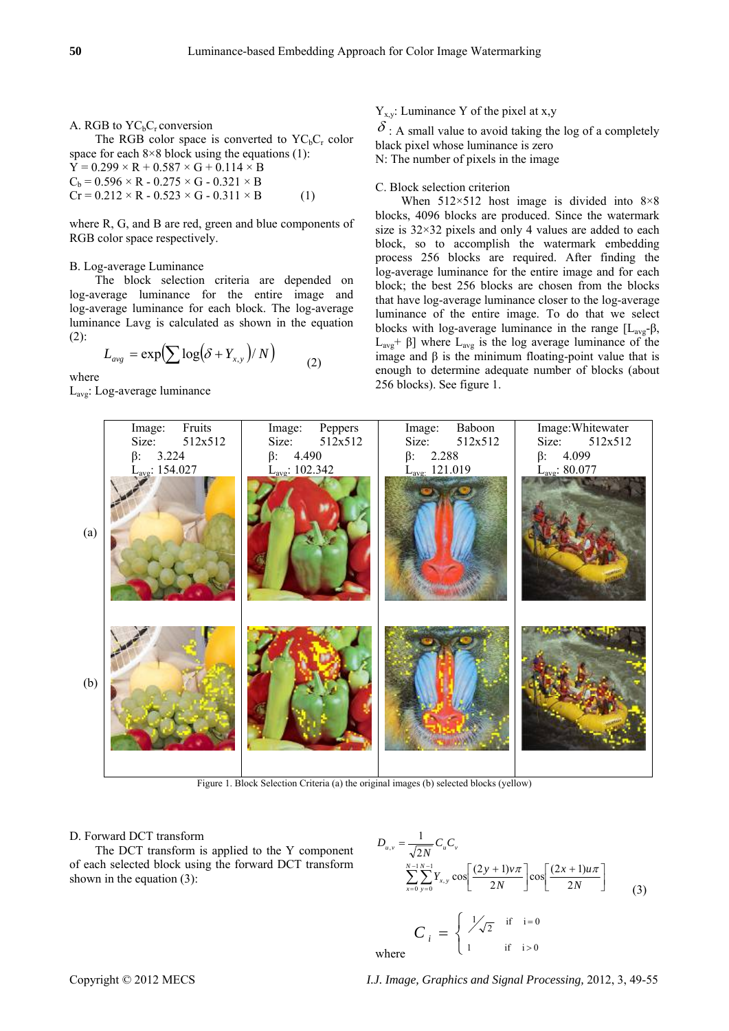### A. RGB to $YC_bC_r$ conversion

The RGB color space is converted to $YC_bC_r$ color space for each 8×8 block using the equations (1):

$$
\begin{aligned}
Y &= 0.299 \times R + 0.587 \times G + 0.114 \times B \\
C_b &= 0.596 \times R - 0.275 \times G - 0.321 \times B \\
Cr &= 0.212 \times R - 0.523 \times G - 0.311 \times B
\end{aligned}
\qquad (1)
$$

where R, G, and B are red, green and blue components of RGB color space respectively.

### B. Log-average Luminance

The block selection criteria are depended on log-average luminance for the entire image and log-average luminance for each block. The log-average luminance Lavg is calculated as shown in the equation (2):

$$
L_{avg} = \exp\left(\sum \log\left(\delta + Y_{x,y}\right)/N\right) \qquad (2)
$$

where

$L_{avg}$: Log-average luminance

$Y_{x,y}$: Luminance Y of the pixel at x,y

$\delta$ : A small value to avoid taking the log of a completely black pixel whose luminance is zero

N: The number of pixels in the image

### C. Block selection criterion

When 512×512 host image is divided into 8×8 blocks, 4096 blocks are produced. Since the watermark size is 32×32 pixels and only 4 values are added to each block, so to accomplish the watermark embedding process 256 blocks are required. After finding the log-average luminance for the entire image and for each block; the best 256 blocks are chosen from the blocks that have log-average luminance closer to the log-average luminance of the entire image. To do that we select blocks with log-average luminance in the range $[L_{avg}-\beta, L_{avg}+\beta]$ where $L_{avg}$ is the log average luminance of the image and $\beta$ is the minimum floating-point value that is enough to determine adequate number of blocks (about 256 blocks). See figure 1.

| | Image: Fruits<br>Size: 512x512<br>β: 3.224<br>$L_{avg}$: 154.027 | Image: Peppers<br>Size: 512x512<br>β: 4.490<br>$L_{avg}$: 102.342 | Image: Baboon<br>Size: 512x512<br>β: 2.288<br>$L_{avg}$: 121.019 | Image: Whitewater<br>Size: 512x512<br>β: 4.099<br>$L_{avg}$: 80.077 |
|---|---|---|---|---|
| (a) | | | | |
| (b) | | | | |

Figure 1. Block Selection Criteria (a) the original images (b) selected blocks (yellow)

### D. Forward DCT transform

The DCT transform is applied to the Y component of each selected block using the forward DCT transform shown in the equation (3):

$$
D_{u,v} = \frac{1}{\sqrt{2N}} C_u C_v \sum_{x=0}^{N-1} \sum_{y=0}^{N-1} Y_{x,y} \cos\left[\frac{(2y+1)v\pi}{2N}\right] \cos\left[\frac{(2x+1)u\pi}{2N}\right] \qquad (3)
$$

where

$$
C_i = \begin{cases} 1/\sqrt{2} & \text{if } i = 0 \\ 1 & \text{if } i > 0 \end{cases}
$$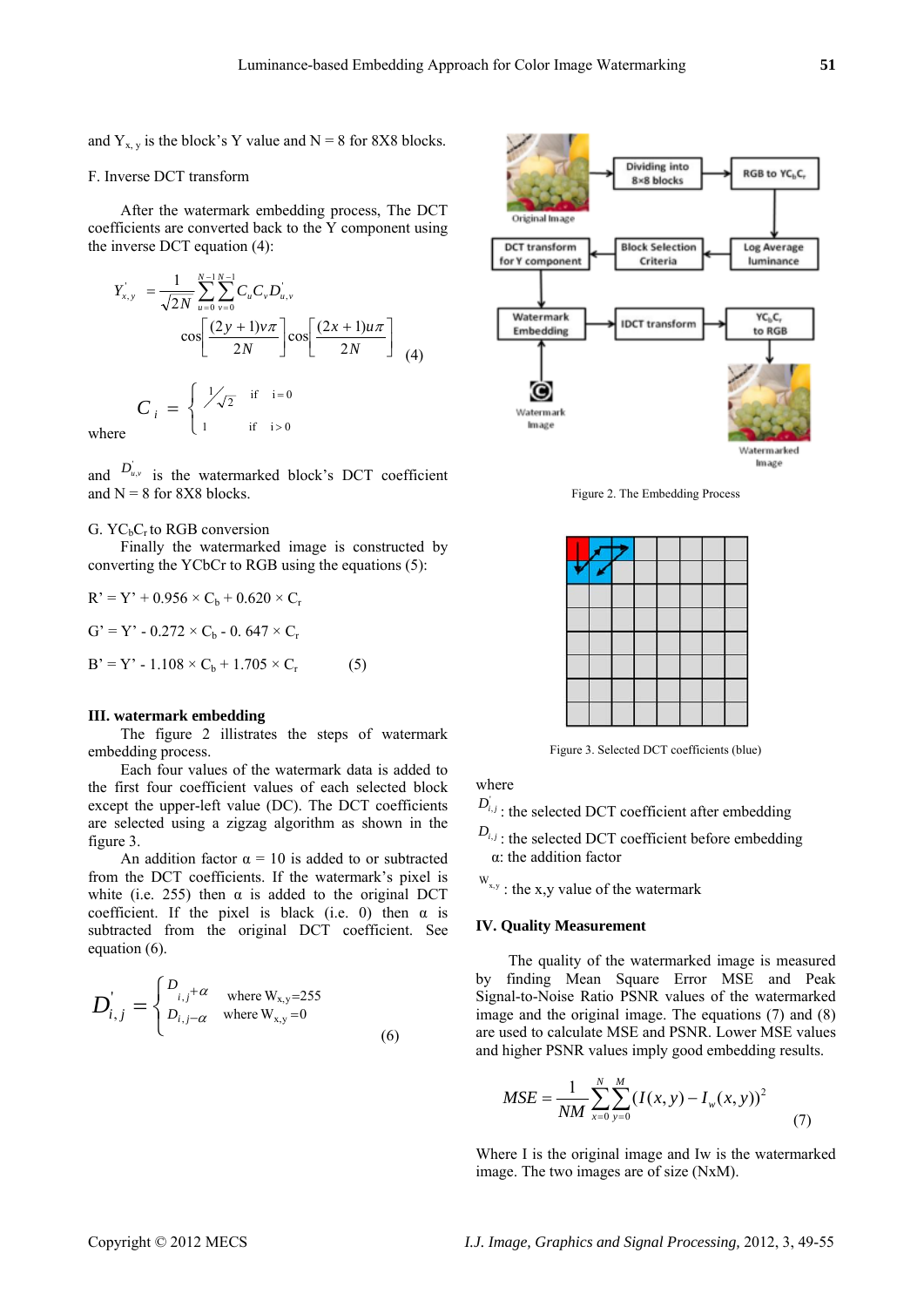and $Y_{x,y}$ is the block's Y value and N = 8 for 8X8 blocks.

F. Inverse DCT transform

After the watermark embedding process, The DCT coefficients are converted back to the Y component using the inverse DCT equation (4):

$$Y'_{x,y} = \frac{1}{\sqrt{2N}} \sum_{u=0}^{N-1} \sum_{v=0}^{N-1} C_u C_v D'_{u,v} \cos\left[\frac{(2y+1)v\pi}{2N}\right] \cos\left[\frac{(2x+1)u\pi}{2N}\right] \quad (4)$$

where

$$C_i = \begin{cases} 1/\sqrt{2} & \text{if } i = 0 \\ 1 & \text{if } i > 0 \end{cases}$$

and $D'_{u,v}$ is the watermarked block's DCT coefficient and N = 8 for 8X8 blocks.

G. $YC_bC_r$ to RGB conversion

Finally the watermarked image is constructed by converting the YCbCr to RGB using the equations (5):

$$R' = Y' + 0.956 \times C_b + 0.620 \times C_r$$

$$G' = Y' - 0.272 \times C_b - 0.647 \times C_r$$

$$B' = Y' - 1.108 \times C_b + 1.705 \times C_r \quad (5)$$

## III. watermark embedding

The figure 2 illustrates the steps of watermark embedding process.

Each four values of the watermark data is added to the first four coefficient values of each selected block except the upper-left value (DC). The DCT coefficients are selected using a zigzag algorithm as shown in the figure 3.

An addition factor α = 10 is added to or subtracted from the DCT coefficients. If the watermark's pixel is white (i.e. 255) then α is added to the original DCT coefficient. If the pixel is black (i.e. 0) then α is subtracted from the original DCT coefficient. See equation (6).

$$D'_{i,j} = \begin{cases} D_{i,j} + \alpha & \text{where } W_{x,y} = 255 \\ D_{i,j} - \alpha & \text{where } W_{x,y} = 0 \end{cases} \quad (6)$$

Figure 2. The Embedding Process

Figure 3. Selected DCT coefficients (blue)

where

$D'_{i,j}$ : the selected DCT coefficient after embedding

$D_{i,j}$ : the selected DCT coefficient before embedding

α: the addition factor

$W_{x,y}$ : the x,y value of the watermark

## IV. Quality Measurement

The quality of the watermarked image is measured by finding Mean Square Error MSE and Peak Signal-to-Noise Ratio PSNR values of the watermarked image and the original image. The equations (7) and (8) are used to calculate MSE and PSNR. Lower MSE values and higher PSNR values imply good embedding results.

$$MSE = \frac{1}{NM} \sum_{x=0}^{N} \sum_{y=0}^{M} (I(x,y) - I_w(x,y))^2 \quad (7)$$

Where I is the original image and Iw is the watermarked image. The two images are of size (NxM).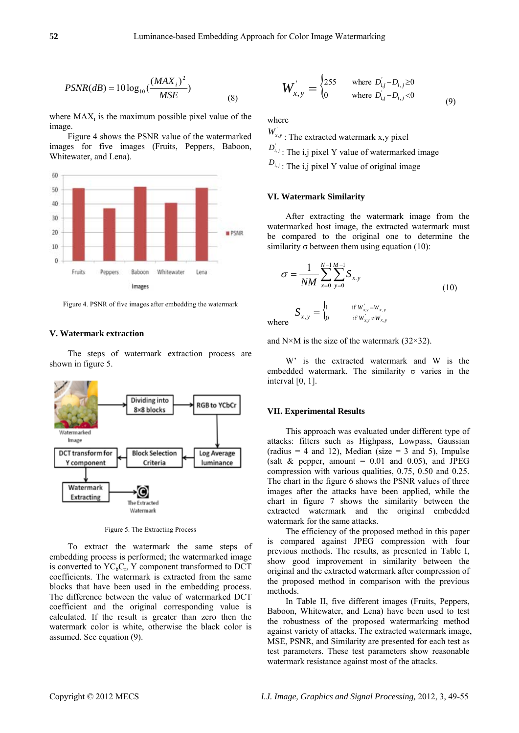$$PSNR(dB) = 10\log_{10}\left(\frac{(MAX_i)^2}{MSE}\right) \quad (8)$$

where $MAX_i$ is the maximum possible pixel value of the image.

Figure 4 shows the PSNR value of the watermarked images for five images (Fruits, Peppers, Baboon, Whitewater, and Lena).

Figure 4. PSNR of five images after embedding the watermark

## V. Watermark extraction

The steps of watermark extraction process are shown in figure 5.

Figure 5. The Extracting Process

To extract the watermark the same steps of embedding process is performed; the watermarked image is converted to $YC_bC_r$, Y component transformed to DCT coefficients. The watermark is extracted from the same blocks that have been used in the embedding process. The difference between the value of watermarked DCT coefficient and the original corresponding value is calculated. If the result is greater than zero the watermark color is white, otherwise the black color is assumed. See equation (9).

$$W'_{x,y} = \begin{cases} 255 & \text{where } D'_{i,j} - D_{i,j} \geq 0 \\ 0 & \text{where } D'_{i,j} - D_{i,j} < 0 \end{cases} \quad (9)$$

where

$W'_{x,y}$ : The extracted watermark x,y pixel

$D'_{i,j}$ : The i,j pixel Y value of watermarked image

$D_{i,j}$ : The i,j pixel Y value of original image

## VI. Watermark Similarity

After extracting the watermark image from the watermarked host image, the extracted watermark must be compared to the original one to determine the similarity σ between them using equation (10):

$$\sigma = \frac{1}{NM}\sum_{x=0}^{N-1}\sum_{y=0}^{M-1} S_{x,y} \quad (10)$$

where $S_{x,y} = \begin{cases} 1 & \text{if } W'_{x,y} = W_{x,y} \\ 0 & \text{if } W'_{x,y} \neq W_{x,y} \end{cases}$

and N×M is the size of the watermark (32×32).

W' is the extracted watermark and W is the embedded watermark. The similarity σ varies in the interval [0, 1].

## VII. Experimental Results

This approach was evaluated under different type of attacks: filters such as Highpass, Lowpass, Gaussian (radius = 4 and 12), Median (size = 3 and 5), Impulse (salt & pepper, amount = 0.01 and 0.05), and JPEG compression with various qualities, 0.75, 0.50 and 0.25. The chart in the figure 6 shows the PSNR values of three images after the attacks have been applied, while the chart in figure 7 shows the similarity between the extracted watermark and the original embedded watermark for the same attacks.

The efficiency of the proposed method in this paper is compared against JPEG compression with four previous methods. The results, as presented in Table I, show good improvement in similarity between the original and the extracted watermark after compression of the proposed method in comparison with the previous methods.

In Table II, five different images (Fruits, Peppers, Baboon, Whitewater, and Lena) have been used to test the robustness of the proposed watermarking method against variety of attacks. The extracted watermark image, MSE, PSNR, and Similarity are presented for each test as test parameters. These test parameters show reasonable watermark resistance against most of the attacks.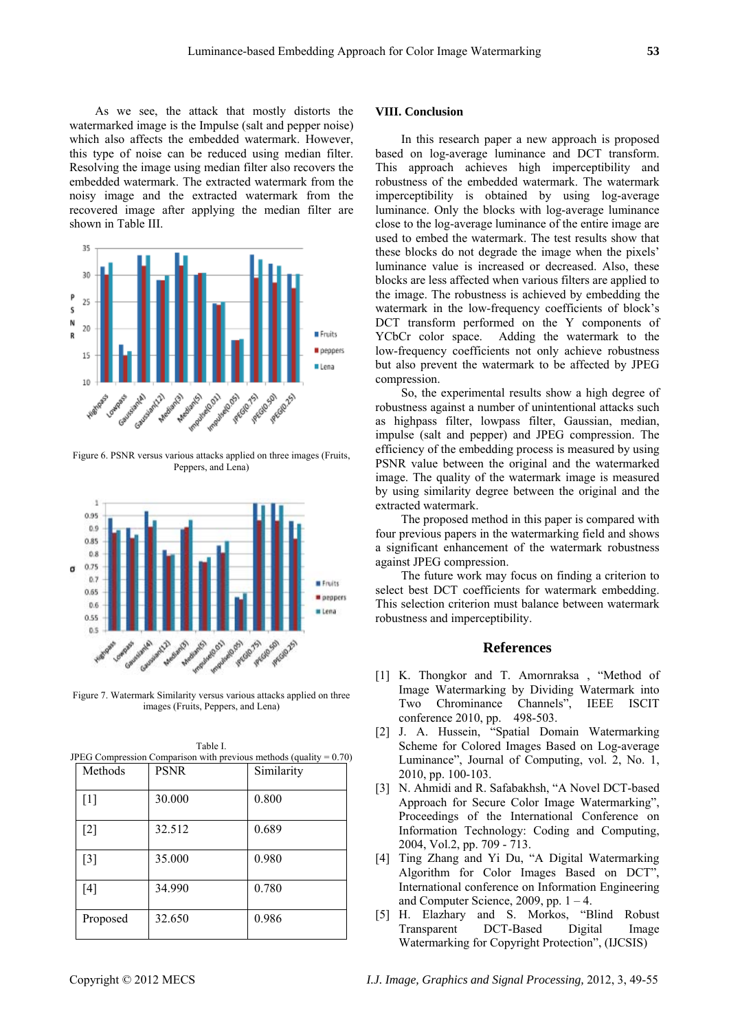As we see, the attack that mostly distorts the watermarked image is the Impulse (salt and pepper noise) which also affects the embedded watermark. However, this type of noise can be reduced using median filter. Resolving the image using median filter also recovers the embedded watermark. The extracted watermark from the noisy image and the extracted watermark from the recovered image after applying the median filter are shown in Table III.

Figure 6. PSNR versus various attacks applied on three images (Fruits, Peppers, and Lena)

Figure 7. Watermark Similarity versus various attacks applied on three images (Fruits, Peppers, and Lena)

Table I.
JPEG Compression Comparison with previous methods (quality = 0.70)

| Methods | PSNR | Similarity |
|---|---|---|
| [1] | 30.000 | 0.800 |
| [2] | 32.512 | 0.689 |
| [3] | 35.000 | 0.980 |
| [4] | 34.990 | 0.780 |
| Proposed | 32.650 | 0.986 |

## VIII. Conclusion

In this research paper a new approach is proposed based on log-average luminance and DCT transform. This approach achieves high imperceptibility and robustness of the embedded watermark. The watermark imperceptibility is obtained by using log-average luminance. Only the blocks with log-average luminance close to the log-average luminance of the entire image are used to embed the watermark. The test results show that these blocks do not degrade the image when the pixels' luminance value is increased or decreased. Also, these blocks are less affected when various filters are applied to the image. The robustness is achieved by embedding the watermark in the low-frequency coefficients of block's DCT transform performed on the Y components of YCbCr color space. Adding the watermark to the low-frequency coefficients not only achieve robustness but also prevent the watermark to be affected by JPEG compression.

So, the experimental results show a high degree of robustness against a number of unintentional attacks such as highpass filter, lowpass filter, Gaussian, median, impulse (salt and pepper) and JPEG compression. The efficiency of the embedding process is measured by using PSNR value between the original and the watermarked image. The quality of the watermark image is measured by using similarity degree between the original and the extracted watermark.

The proposed method in this paper is compared with four previous papers in the watermarking field and shows a significant enhancement of the watermark robustness against JPEG compression.

The future work may focus on finding a criterion to select best DCT coefficients for watermark embedding. This selection criterion must balance between watermark robustness and imperceptibility.

## References

[1] K. Thongkor and T. Amornraksa , "Method of Image Watermarking by Dividing Watermark into Two Chrominance Channels", IEEE ISCIT conference 2010, pp. 498-503.

[2] J. A. Hussein, "Spatial Domain Watermarking Scheme for Colored Images Based on Log-average Luminance", Journal of Computing, vol. 2, No. 1, 2010, pp. 100-103.

[3] N. Ahmidi and R. Safabakhsh, "A Novel DCT-based Approach for Secure Color Image Watermarking", Proceedings of the International Conference on Information Technology: Coding and Computing, 2004, Vol.2, pp. 709 - 713.

[4] Ting Zhang and Yi Du, "A Digital Watermarking Algorithm for Color Images Based on DCT", International conference on Information Engineering and Computer Science, 2009, pp. 1 – 4.

[5] H. Elazhary and S. Morkos, "Blind Robust Transparent DCT-Based Digital Image Watermarking for Copyright Protection", (IJCSIS)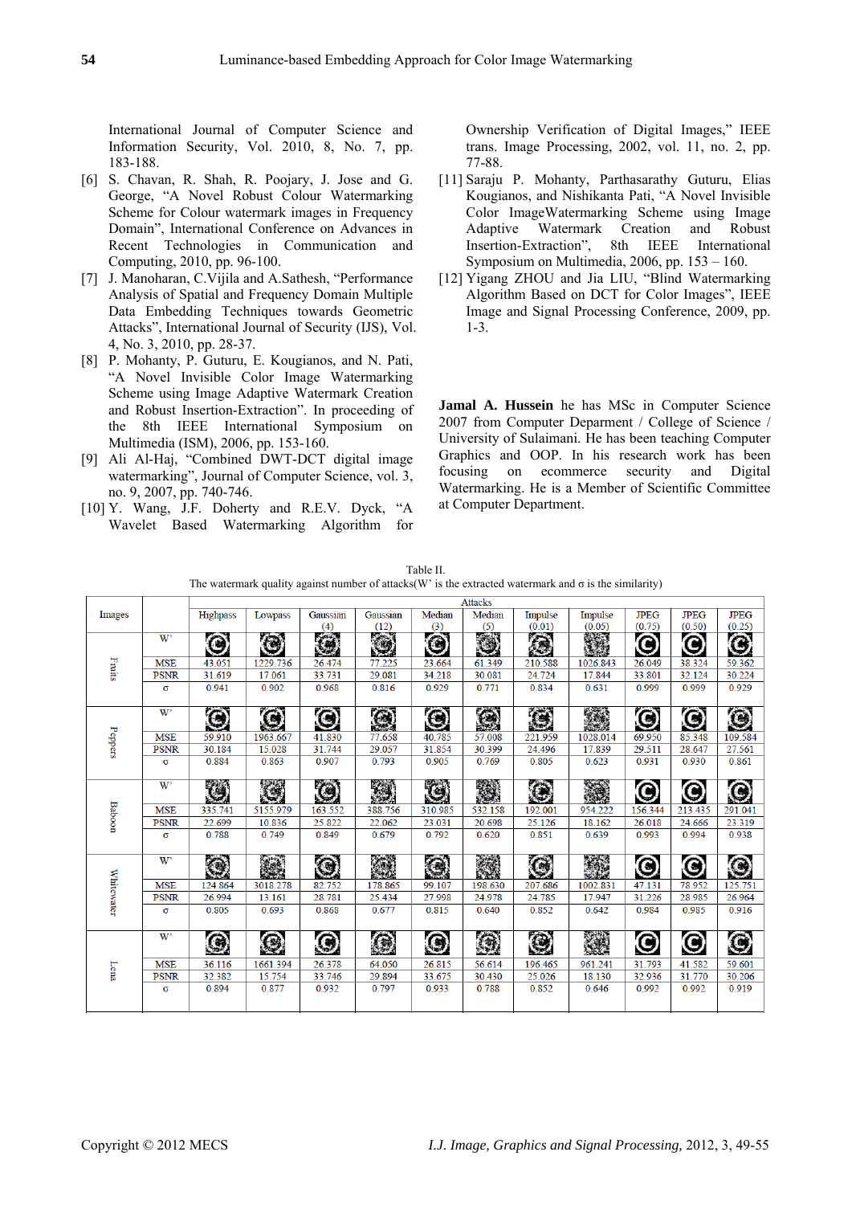International Journal of Computer Science and Information Security, Vol. 2010, 8, No. 7, pp. 183-188.

[6] S. Chavan, R. Shah, R. Poojary, J. Jose and G. George, "A Novel Robust Colour Watermarking Scheme for Colour watermark images in Frequency Domain", International Conference on Advances in Recent Technologies in Communication and Computing, 2010, pp. 96-100.

[7] J. Manoharan, C.Vijila and A.Sathesh, "Performance Analysis of Spatial and Frequency Domain Multiple Data Embedding Techniques towards Geometric Attacks", International Journal of Security (IJS), Vol. 4, No. 3, 2010, pp. 28-37.

[8] P. Mohanty, P. Guturu, E. Kougianos, and N. Pati, "A Novel Invisible Color Image Watermarking Scheme using Image Adaptive Watermark Creation and Robust Insertion-Extraction". In proceeding of the 8th IEEE International Symposium on Multimedia (ISM), 2006, pp. 153-160.

[9] Ali Al-Haj, "Combined DWT-DCT digital image watermarking", Journal of Computer Science, vol. 3, no. 9, 2007, pp. 740-746.

[10] Y. Wang, J.F. Doherty and R.E.V. Dyck, "A Wavelet Based Watermarking Algorithm for Ownership Verification of Digital Images," IEEE trans. Image Processing, 2002, vol. 11, no. 2, pp. 77-88.

[11] Saraju P. Mohanty, Parthasarathy Guturu, Elias Kougianos, and Nishikanta Pati, "A Novel Invisible Color ImageWatermarking Scheme using Image Adaptive Watermark Creation and Robust Insertion-Extraction", 8th IEEE International Symposium on Multimedia, 2006, pp. 153 – 160.

[12] Yigang ZHOU and Jia LIU, "Blind Watermarking Algorithm Based on DCT for Color Images", IEEE Image and Signal Processing Conference, 2009, pp. 1-3.

**Jamal A. Hussein** he has MSc in Computer Science 2007 from Computer Deparment / College of Science / University of Sulaimani. He has been teaching Computer Graphics and OOP. In his research work has been focusing on ecommerce security and Digital Watermarking. He is a Member of Scientific Committee at Computer Department.

Table II.
The watermark quality against number of attacks(W' is the extracted watermark and σ is the similarity)

| Images | | Attacks | | | | | | | | | | |
|---|---|---|---|---|---|---|---|---|---|---|---|---|
| | | Highpass | Lowpass | Gaussian (4) | Gaussian (12) | Median (3) | Median (5) | Impulse (0.01) | Impulse (0.05) | JPEG (0.75) | JPEG (0.50) | JPEG (0.25) |
| Fruits | W' | | | | | | | | | | | |
| | MSE | 43.051 | 1229.736 | 26.474 | 77.225 | 23.664 | 61.349 | 210.588 | 1026.843 | 26.049 | 38.324 | 59.362 |
| | PSNR | 31.619 | 17.061 | 33.731 | 29.081 | 34.218 | 30.081 | 24.724 | 17.844 | 33.801 | 32.124 | 30.224 |
| | σ | 0.941 | 0.902 | 0.968 | 0.816 | 0.929 | 0.771 | 0.834 | 0.631 | 0.999 | 0.999 | 0.929 |
| Peppers | W' | | | | | | | | | | | |
| | MSE | 59.910 | 1963.667 | 41.830 | 77.658 | 40.785 | 57.008 | 221.959 | 1028.014 | 69.950 | 85.348 | 109.584 |
| | PSNR | 30.184 | 15.028 | 31.744 | 29.057 | 31.854 | 30.399 | 24.496 | 17.839 | 29.511 | 28.647 | 27.561 |
| | σ | 0.884 | 0.863 | 0.907 | 0.793 | 0.905 | 0.769 | 0.805 | 0.623 | 0.931 | 0.930 | 0.861 |
| Baboon | W' | | | | | | | | | | | |
| | MSE | 335.741 | 5155.979 | 163.552 | 388.756 | 310.985 | 532.158 | 192.001 | 954.222 | 156.344 | 213.435 | 291.041 |
| | PSNR | 22.699 | 10.836 | 25.822 | 22.062 | 23.031 | 20.698 | 25.126 | 18.162 | 26.018 | 24.666 | 23.319 |
| | σ | 0.788 | 0.749 | 0.849 | 0.679 | 0.792 | 0.620 | 0.851 | 0.639 | 0.993 | 0.994 | 0.938 |
| Whitewater | W' | | | | | | | | | | | |
| | MSE | 124.864 | 3018.278 | 82.752 | 178.865 | 99.107 | 198.630 | 207.686 | 1002.831 | 47.131 | 78.952 | 125.751 |
| | PSNR | 26.994 | 13.161 | 28.781 | 25.434 | 27.998 | 24.978 | 24.785 | 17.947 | 31.226 | 28.985 | 26.964 |
| | σ | 0.805 | 0.693 | 0.868 | 0.677 | 0.815 | 0.640 | 0.852 | 0.642 | 0.984 | 0.985 | 0.916 |
| Lena | W' | | | | | | | | | | | |
| | MSE | 36.116 | 1661.394 | 26.378 | 64.050 | 26.815 | 56.614 | 196.465 | 961.241 | 31.793 | 41.582 | 59.601 |
| | PSNR | 32.382 | 15.754 | 33.746 | 29.894 | 33.675 | 30.430 | 25.026 | 18.130 | 32.936 | 31.770 | 30.206 |
| | σ | 0.894 | 0.877 | 0.932 | 0.797 | 0.933 | 0.788 | 0.852 | 0.646 | 0.992 | 0.992 | 0.919 |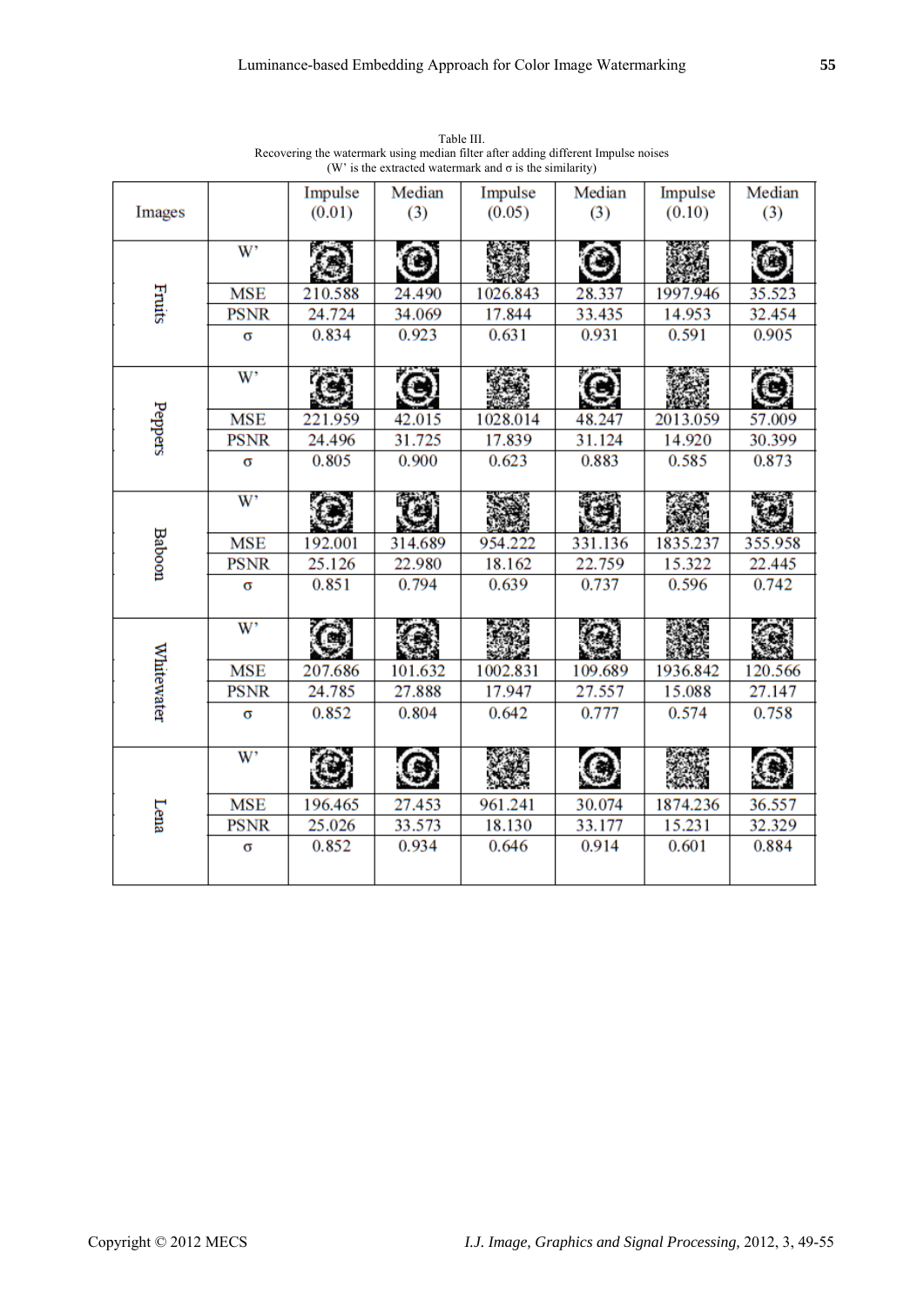Table III.
Recovering the watermark using median filter after adding different Impulse noises
(W' is the extracted watermark and σ is the similarity)

| Images | | Impulse (0.01) | Median (3) | Impulse (0.05) | Median (3) | Impulse (0.10) | Median (3) |
|---|---|---|---|---|---|---|---|
| Fruits | W' | | | | | | |
| | MSE | 210.588 | 24.490 | 1026.843 | 28.337 | 1997.946 | 35.523 |
| | PSNR | 24.724 | 34.069 | 17.844 | 33.435 | 14.953 | 32.454 |
| | σ | 0.834 | 0.923 | 0.631 | 0.931 | 0.591 | 0.905 |
| Peppers | W' | | | | | | |
| | MSE | 221.959 | 42.015 | 1028.014 | 48.247 | 2013.059 | 57.009 |
| | PSNR | 24.496 | 31.725 | 17.839 | 31.124 | 14.920 | 30.399 |
| | σ | 0.805 | 0.900 | 0.623 | 0.883 | 0.585 | 0.873 |
| Baboon | W' | | | | | | |
| | MSE | 192.001 | 314.689 | 954.222 | 331.136 | 1835.237 | 355.958 |
| | PSNR | 25.126 | 22.980 | 18.162 | 22.759 | 15.322 | 22.445 |
| | σ | 0.851 | 0.794 | 0.639 | 0.737 | 0.596 | 0.742 |
| Whitewater | W' | | | | | | |
| | MSE | 207.686 | 101.632 | 1002.831 | 109.689 | 1936.842 | 120.566 |
| | PSNR | 24.785 | 27.888 | 17.947 | 27.557 | 15.088 | 27.147 |
| | σ | 0.852 | 0.804 | 0.642 | 0.777 | 0.574 | 0.758 |
| Lena | W' | | | | | | |
| | MSE | 196.465 | 27.453 | 961.241 | 30.074 | 1874.236 | 36.557 |
| | PSNR | 25.026 | 33.573 | 18.130 | 33.177 | 15.231 | 32.329 |
| | σ | 0.852 | 0.934 | 0.646 | 0.914 | 0.601 | 0.884 |